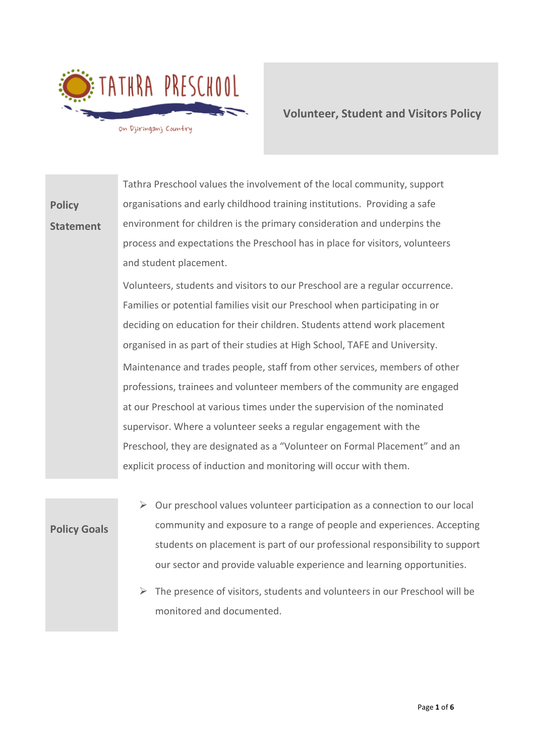TATHRA PRESCHOOL

On Djiringanj Country

# Volunteer, Student and Visitors Policy

## Policy Statement

Tathra Preschool values the involvement of the local community, support organisations and early childhood training institutions. Providing a safe environment for children is the primary consideration and underpins the process and expectations the Preschool has in place for visitors, volunteers and student placement.

Volunteers, students and visitors to our Preschool are a regular occurrence. Families or potential families visit our Preschool when participating in or deciding on education for their children. Students attend work placement organised in as part of their studies at High School, TAFE and University.

Maintenance and trades people, staff from other services, members of other professions, trainees and volunteer members of the community are engaged at our Preschool at various times under the supervision of the nominated supervisor. Where a volunteer seeks a regular engagement with the Preschool, they are designated as a "Volunteer on Formal Placement" and an explicit process of induction and monitoring will occur with them.

## Policy Goals

- Our preschool values volunteer participation as a connection to our local community and exposure to a range of people and experiences. Accepting students on placement is part of our professional responsibility to support our sector and provide valuable experience and learning opportunities.
- The presence of visitors, students and volunteers in our Preschool will be monitored and documented.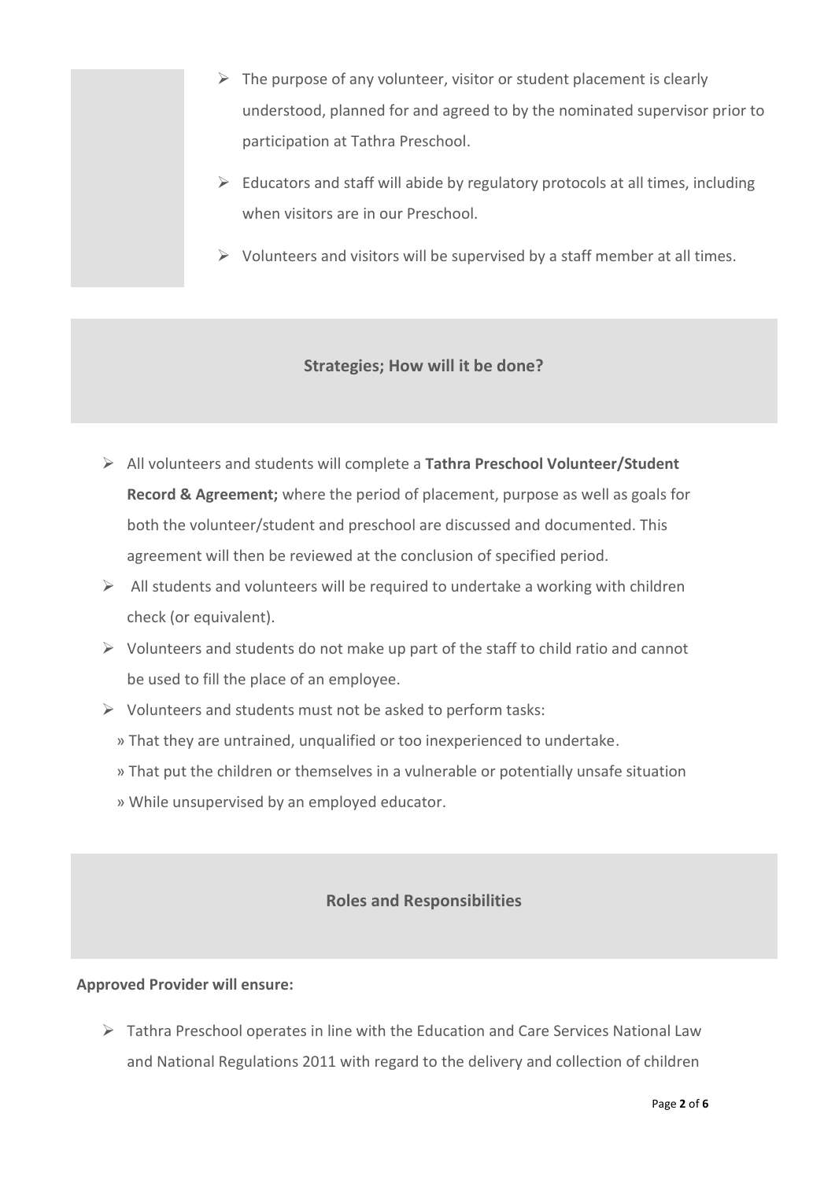- The purpose of any volunteer, visitor or student placement is clearly understood, planned for and agreed to by the nominated supervisor prior to participation at Tathra Preschool.
- Educators and staff will abide by regulatory protocols at all times, including when visitors are in our Preschool.
- Volunteers and visitors will be supervised by a staff member at all times.

## Strategies; How will it be done?

- All volunteers and students will complete a **Tathra Preschool Volunteer/Student Record & Agreement;** where the period of placement, purpose as well as goals for both the volunteer/student and preschool are discussed and documented. This agreement will then be reviewed at the conclusion of specified period.
- All students and volunteers will be required to undertake a working with children check (or equivalent).
- Volunteers and students do not make up part of the staff to child ratio and cannot be used to fill the place of an employee.
- Volunteers and students must not be asked to perform tasks:
  - » That they are untrained, unqualified or too inexperienced to undertake.
  - » That put the children or themselves in a vulnerable or potentially unsafe situation
  - » While unsupervised by an employed educator.

## Roles and Responsibilities

**Approved Provider will ensure:**

- Tathra Preschool operates in line with the Education and Care Services National Law and National Regulations 2011 with regard to the delivery and collection of children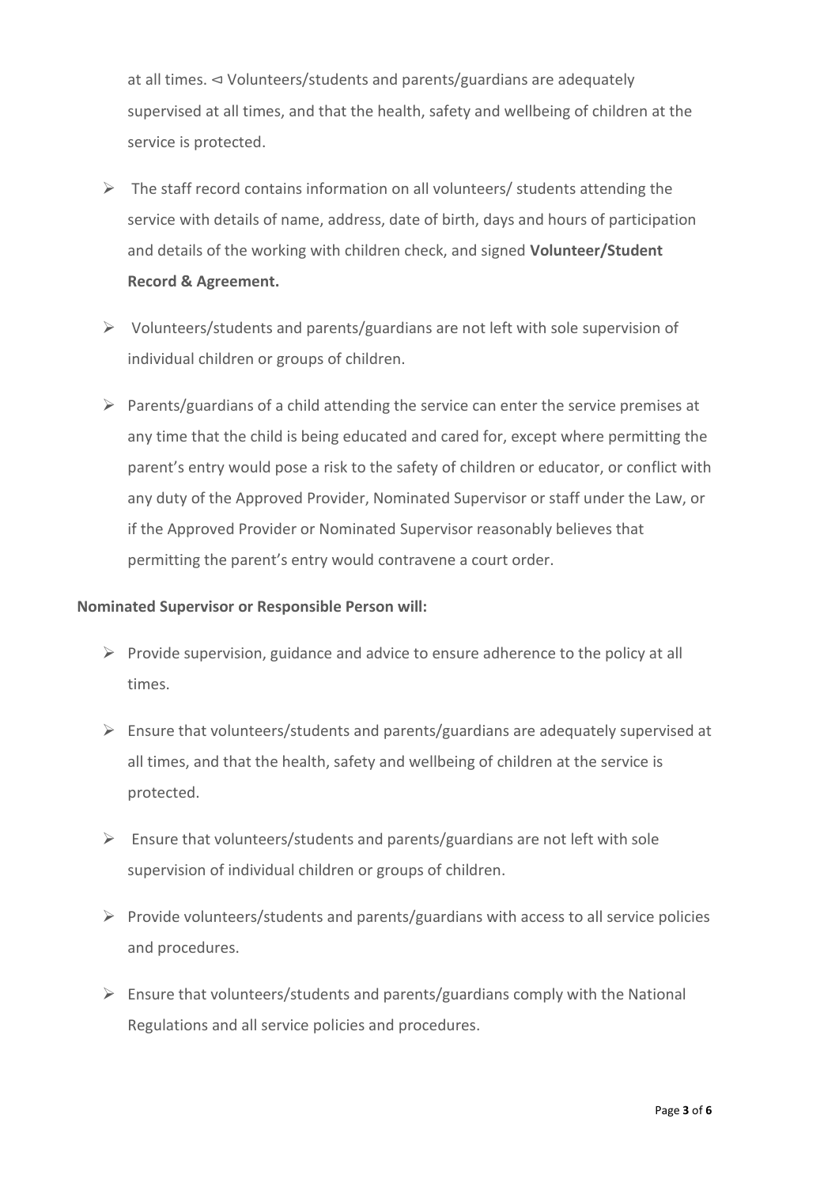at all times. ⊲ Volunteers/students and parents/guardians are adequately supervised at all times, and that the health, safety and wellbeing of children at the service is protected.

- The staff record contains information on all volunteers/ students attending the service with details of name, address, date of birth, days and hours of participation and details of the working with children check, and signed **Volunteer/Student Record & Agreement.**
- Volunteers/students and parents/guardians are not left with sole supervision of individual children or groups of children.
- Parents/guardians of a child attending the service can enter the service premises at any time that the child is being educated and cared for, except where permitting the parent's entry would pose a risk to the safety of children or educator, or conflict with any duty of the Approved Provider, Nominated Supervisor or staff under the Law, or if the Approved Provider or Nominated Supervisor reasonably believes that permitting the parent's entry would contravene a court order.

**Nominated Supervisor or Responsible Person will:**

- Provide supervision, guidance and advice to ensure adherence to the policy at all times.
- Ensure that volunteers/students and parents/guardians are adequately supervised at all times, and that the health, safety and wellbeing of children at the service is protected.
- Ensure that volunteers/students and parents/guardians are not left with sole supervision of individual children or groups of children.
- Provide volunteers/students and parents/guardians with access to all service policies and procedures.
- Ensure that volunteers/students and parents/guardians comply with the National Regulations and all service policies and procedures.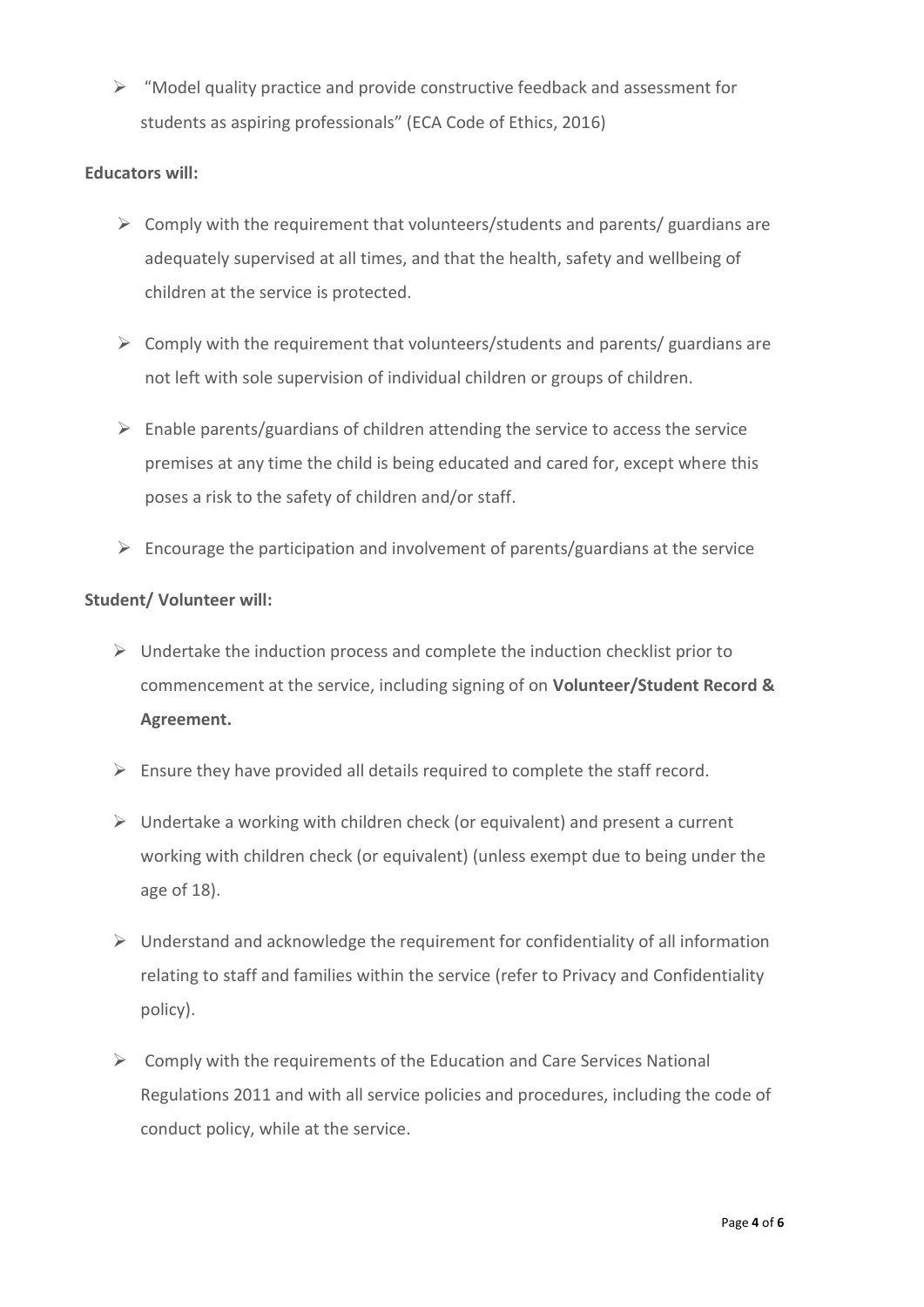- "Model quality practice and provide constructive feedback and assessment for students as aspiring professionals" (ECA Code of Ethics, 2016)

**Educators will:**

- Comply with the requirement that volunteers/students and parents/ guardians are adequately supervised at all times, and that the health, safety and wellbeing of children at the service is protected.
- Comply with the requirement that volunteers/students and parents/ guardians are not left with sole supervision of individual children or groups of children.
- Enable parents/guardians of children attending the service to access the service premises at any time the child is being educated and cared for, except where this poses a risk to the safety of children and/or staff.
- Encourage the participation and involvement of parents/guardians at the service

**Student/ Volunteer will:**

- Undertake the induction process and complete the induction checklist prior to commencement at the service, including signing of on **Volunteer/Student Record & Agreement.**
- Ensure they have provided all details required to complete the staff record.
- Undertake a working with children check (or equivalent) and present a current working with children check (or equivalent) (unless exempt due to being under the age of 18).
- Understand and acknowledge the requirement for confidentiality of all information relating to staff and families within the service (refer to Privacy and Confidentiality policy).
- Comply with the requirements of the Education and Care Services National Regulations 2011 and with all service policies and procedures, including the code of conduct policy, while at the service.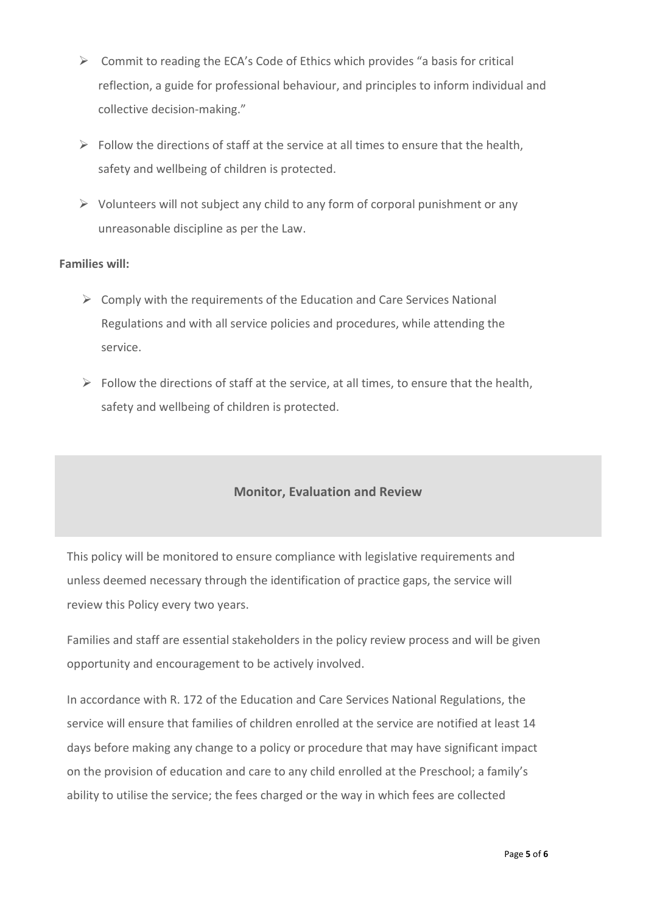- Commit to reading the ECA's Code of Ethics which provides "a basis for critical reflection, a guide for professional behaviour, and principles to inform individual and collective decision-making."
- Follow the directions of staff at the service at all times to ensure that the health, safety and wellbeing of children is protected.
- Volunteers will not subject any child to any form of corporal punishment or any unreasonable discipline as per the Law.

**Families will:**

- Comply with the requirements of the Education and Care Services National Regulations and with all service policies and procedures, while attending the service.
- Follow the directions of staff at the service, at all times, to ensure that the health, safety and wellbeing of children is protected.

## Monitor, Evaluation and Review

This policy will be monitored to ensure compliance with legislative requirements and unless deemed necessary through the identification of practice gaps, the service will review this Policy every two years.

Families and staff are essential stakeholders in the policy review process and will be given opportunity and encouragement to be actively involved.

In accordance with R. 172 of the Education and Care Services National Regulations, the service will ensure that families of children enrolled at the service are notified at least 14 days before making any change to a policy or procedure that may have significant impact on the provision of education and care to any child enrolled at the Preschool; a family's ability to utilise the service; the fees charged or the way in which fees are collected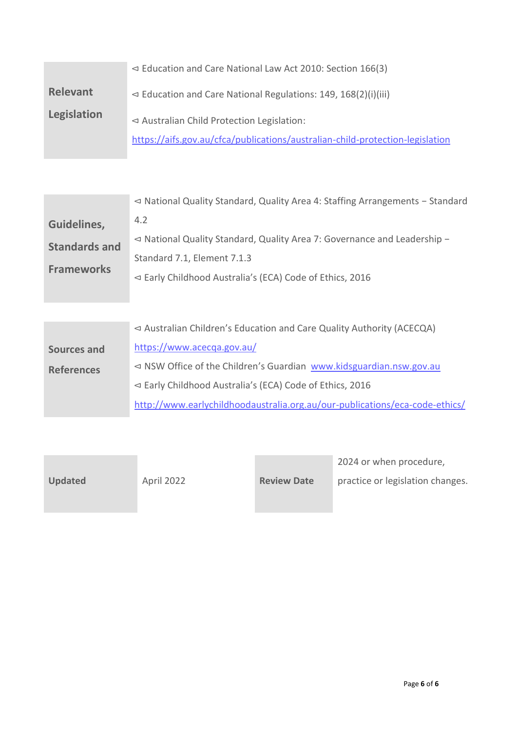| | |
|---|---|
| **Relevant Legislation** | ⊲ Education and Care National Law Act 2010: Section 166(3)<br>⊲ Education and Care National Regulations: 149, 168(2)(i)(iii)<br>⊲ Australian Child Protection Legislation: https://aifs.gov.au/cfca/publications/australian-child-protection-legislation |

| | |
|---|---|
| **Guidelines, Standards and Frameworks** | ⊲ National Quality Standard, Quality Area 4: Staffing Arrangements – Standard 4.2<br>⊲ National Quality Standard, Quality Area 7: Governance and Leadership – Standard 7.1, Element 7.1.3<br>⊲ Early Childhood Australia's (ECA) Code of Ethics, 2016 |

| | |
|---|---|
| **Sources and References** | ⊲ Australian Children's Education and Care Quality Authority (ACECQA) https://www.acecqa.gov.au/<br>⊲ NSW Office of the Children's Guardian www.kidsguardian.nsw.gov.au<br>⊲ Early Childhood Australia's (ECA) Code of Ethics, 2016 http://www.earlychildhoodaustralia.org.au/our-publications/eca-code-ethics/ |

| | | | |
|---|---|---|---|
| **Updated** | April 2022 | **Review Date** | 2024 or when procedure, practice or legislation changes. |